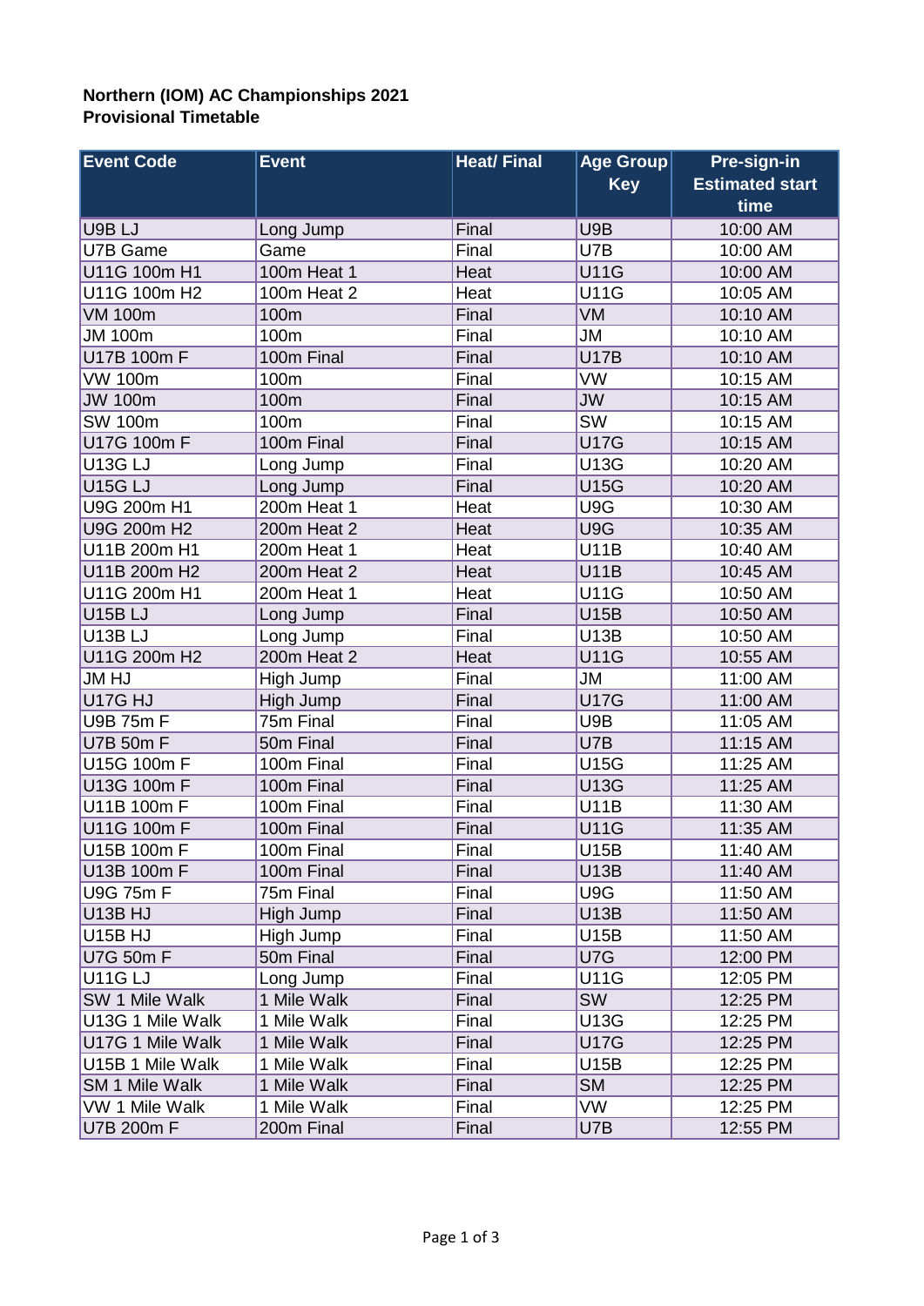**Northern (IOM) AC Championships 2021**
**Provisional Timetable**

| Event Code | Event | Heat/ Final | Age Group Key | Pre-sign-in Estimated start time |
|---|---|---|---|---|
| U9B LJ | Long Jump | Final | U9B | 10:00 AM |
| U7B Game | Game | Final | U7B | 10:00 AM |
| U11G 100m H1 | 100m Heat 1 | Heat | U11G | 10:00 AM |
| U11G 100m H2 | 100m Heat 2 | Heat | U11G | 10:05 AM |
| VM 100m | 100m | Final | VM | 10:10 AM |
| JM 100m | 100m | Final | JM | 10:10 AM |
| U17B 100m F | 100m Final | Final | U17B | 10:10 AM |
| VW 100m | 100m | Final | VW | 10:15 AM |
| JW 100m | 100m | Final | JW | 10:15 AM |
| SW 100m | 100m | Final | SW | 10:15 AM |
| U17G 100m F | 100m Final | Final | U17G | 10:15 AM |
| U13G LJ | Long Jump | Final | U13G | 10:20 AM |
| U15G LJ | Long Jump | Final | U15G | 10:20 AM |
| U9G 200m H1 | 200m Heat 1 | Heat | U9G | 10:30 AM |
| U9G 200m H2 | 200m Heat 2 | Heat | U9G | 10:35 AM |
| U11B 200m H1 | 200m Heat 1 | Heat | U11B | 10:40 AM |
| U11B 200m H2 | 200m Heat 2 | Heat | U11B | 10:45 AM |
| U11G 200m H1 | 200m Heat 1 | Heat | U11G | 10:50 AM |
| U15B LJ | Long Jump | Final | U15B | 10:50 AM |
| U13B LJ | Long Jump | Final | U13B | 10:50 AM |
| U11G 200m H2 | 200m Heat 2 | Heat | U11G | 10:55 AM |
| JM HJ | High Jump | Final | JM | 11:00 AM |
| U17G HJ | High Jump | Final | U17G | 11:00 AM |
| U9B 75m F | 75m Final | Final | U9B | 11:05 AM |
| U7B 50m F | 50m Final | Final | U7B | 11:15 AM |
| U15G 100m F | 100m Final | Final | U15G | 11:25 AM |
| U13G 100m F | 100m Final | Final | U13G | 11:25 AM |
| U11B 100m F | 100m Final | Final | U11B | 11:30 AM |
| U11G 100m F | 100m Final | Final | U11G | 11:35 AM |
| U15B 100m F | 100m Final | Final | U15B | 11:40 AM |
| U13B 100m F | 100m Final | Final | U13B | 11:40 AM |
| U9G 75m F | 75m Final | Final | U9G | 11:50 AM |
| U13B HJ | High Jump | Final | U13B | 11:50 AM |
| U15B HJ | High Jump | Final | U15B | 11:50 AM |
| U7G 50m F | 50m Final | Final | U7G | 12:00 PM |
| U11G LJ | Long Jump | Final | U11G | 12:05 PM |
| SW 1 Mile Walk | 1 Mile Walk | Final | SW | 12:25 PM |
| U13G 1 Mile Walk | 1 Mile Walk | Final | U13G | 12:25 PM |
| U17G 1 Mile Walk | 1 Mile Walk | Final | U17G | 12:25 PM |
| U15B 1 Mile Walk | 1 Mile Walk | Final | U15B | 12:25 PM |
| SM 1 Mile Walk | 1 Mile Walk | Final | SM | 12:25 PM |
| VW 1 Mile Walk | 1 Mile Walk | Final | VW | 12:25 PM |
| U7B 200m F | 200m Final | Final | U7B | 12:55 PM |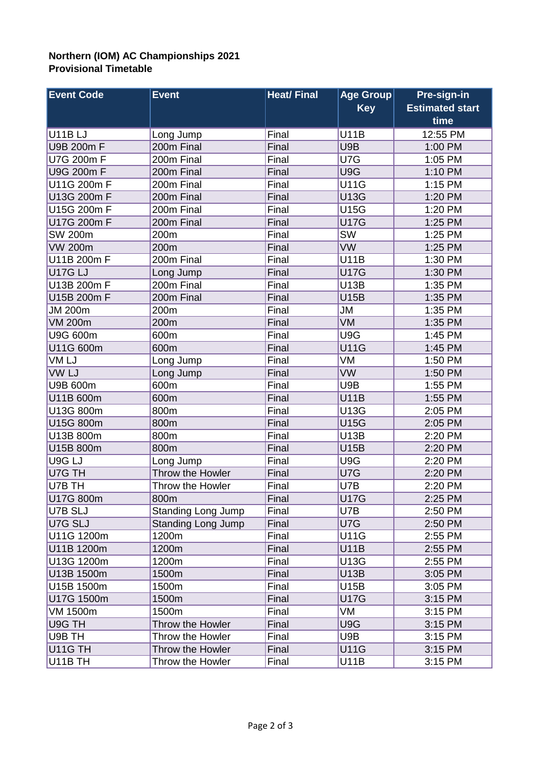**Northern (IOM) AC Championships 2021**
**Provisional Timetable**

| Event Code | Event | Heat/ Final | Age Group Key | Pre-sign-in Estimated start time |
|---|---|---|---|---|
| U11B LJ | Long Jump | Final | U11B | 12:55 PM |
| U9B 200m F | 200m Final | Final | U9B | 1:00 PM |
| U7G 200m F | 200m Final | Final | U7G | 1:05 PM |
| U9G 200m F | 200m Final | Final | U9G | 1:10 PM |
| U11G 200m F | 200m Final | Final | U11G | 1:15 PM |
| U13G 200m F | 200m Final | Final | U13G | 1:20 PM |
| U15G 200m F | 200m Final | Final | U15G | 1:20 PM |
| U17G 200m F | 200m Final | Final | U17G | 1:25 PM |
| SW 200m | 200m | Final | SW | 1:25 PM |
| VW 200m | 200m | Final | VW | 1:25 PM |
| U11B 200m F | 200m Final | Final | U11B | 1:30 PM |
| U17G LJ | Long Jump | Final | U17G | 1:30 PM |
| U13B 200m F | 200m Final | Final | U13B | 1:35 PM |
| U15B 200m F | 200m Final | Final | U15B | 1:35 PM |
| JM 200m | 200m | Final | JM | 1:35 PM |
| VM 200m | 200m | Final | VM | 1:35 PM |
| U9G 600m | 600m | Final | U9G | 1:45 PM |
| U11G 600m | 600m | Final | U11G | 1:45 PM |
| VM LJ | Long Jump | Final | VM | 1:50 PM |
| VW LJ | Long Jump | Final | VW | 1:50 PM |
| U9B 600m | 600m | Final | U9B | 1:55 PM |
| U11B 600m | 600m | Final | U11B | 1:55 PM |
| U13G 800m | 800m | Final | U13G | 2:05 PM |
| U15G 800m | 800m | Final | U15G | 2:05 PM |
| U13B 800m | 800m | Final | U13B | 2:20 PM |
| U15B 800m | 800m | Final | U15B | 2:20 PM |
| U9G LJ | Long Jump | Final | U9G | 2:20 PM |
| U7G TH | Throw the Howler | Final | U7G | 2:20 PM |
| U7B TH | Throw the Howler | Final | U7B | 2:20 PM |
| U17G 800m | 800m | Final | U17G | 2:25 PM |
| U7B SLJ | Standing Long Jump | Final | U7B | 2:50 PM |
| U7G SLJ | Standing Long Jump | Final | U7G | 2:50 PM |
| U11G 1200m | 1200m | Final | U11G | 2:55 PM |
| U11B 1200m | 1200m | Final | U11B | 2:55 PM |
| U13G 1200m | 1200m | Final | U13G | 2:55 PM |
| U13B 1500m | 1500m | Final | U13B | 3:05 PM |
| U15B 1500m | 1500m | Final | U15B | 3:05 PM |
| U17G 1500m | 1500m | Final | U17G | 3:15 PM |
| VM 1500m | 1500m | Final | VM | 3:15 PM |
| U9G TH | Throw the Howler | Final | U9G | 3:15 PM |
| U9B TH | Throw the Howler | Final | U9B | 3:15 PM |
| U11G TH | Throw the Howler | Final | U11G | 3:15 PM |
| U11B TH | Throw the Howler | Final | U11B | 3:15 PM |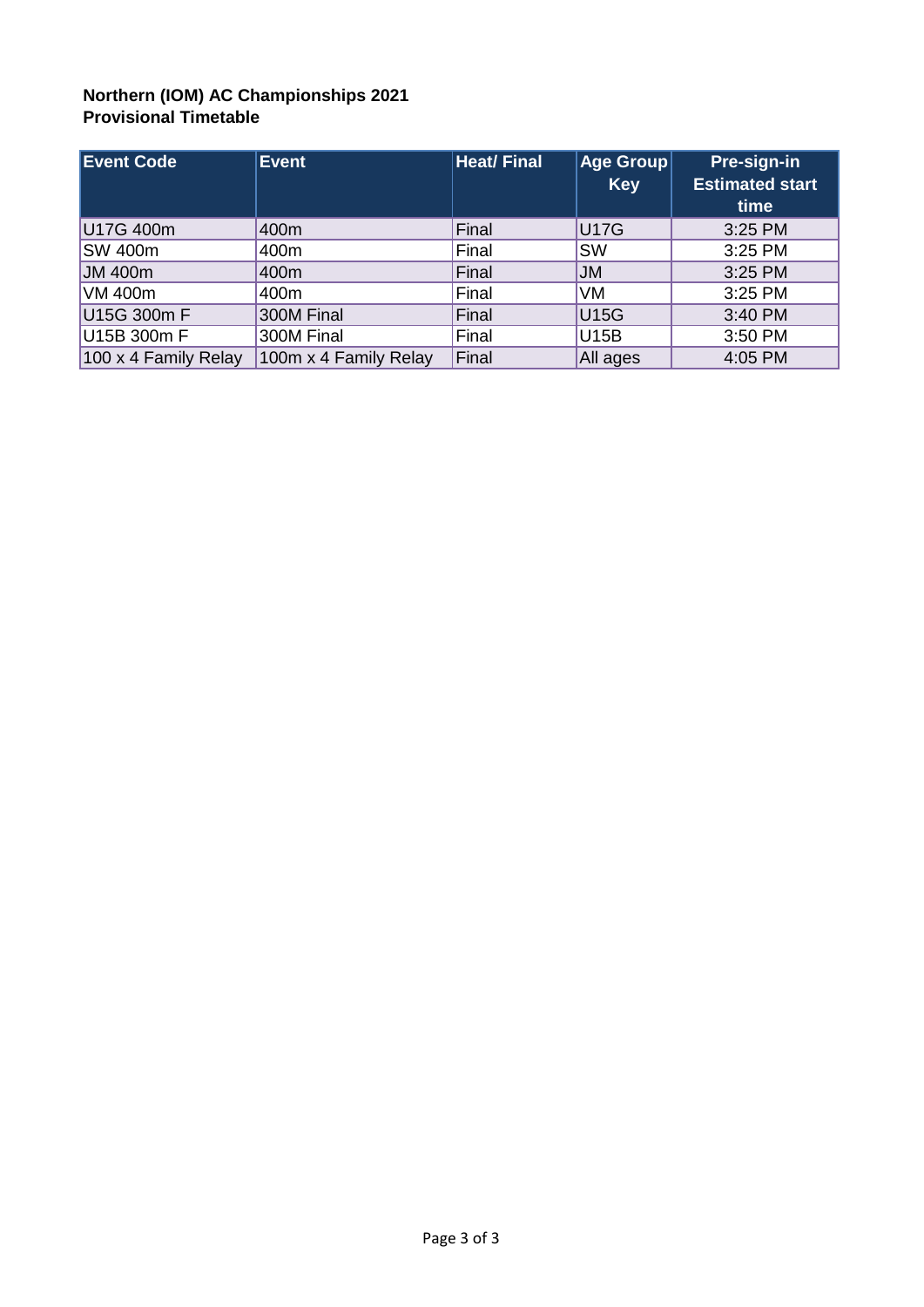**Northern (IOM) AC Championships 2021**
**Provisional Timetable**

| Event Code | Event | Heat/ Final | Age Group Key | Pre-sign-in Estimated start time |
|---|---|---|---|---|
| U17G 400m | 400m | Final | U17G | 3:25 PM |
| SW 400m | 400m | Final | SW | 3:25 PM |
| JM 400m | 400m | Final | JM | 3:25 PM |
| VM 400m | 400m | Final | VM | 3:25 PM |
| U15G 300m F | 300M Final | Final | U15G | 3:40 PM |
| U15B 300m F | 300M Final | Final | U15B | 3:50 PM |
| 100 x 4 Family Relay | 100m x 4 Family Relay | Final | All ages | 4:05 PM |